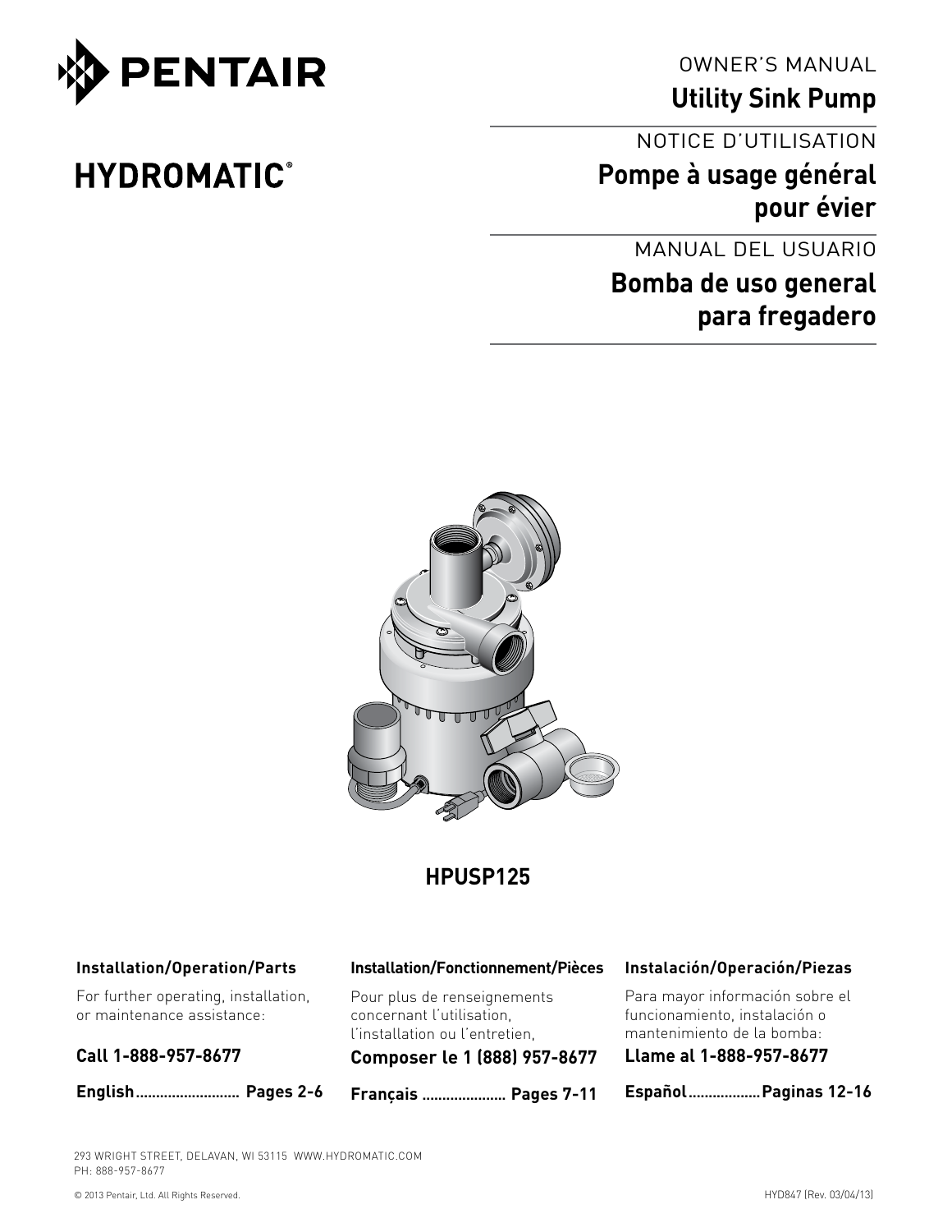PENTAIR

HYDROMATIC®

OWNER'S MANUAL

# Utility Sink Pump

NOTICE D'UTILISATION

# Pompe à usage général pour évier

MANUAL DEL USUARIO

# Bomba de uso general para fregadero

**HPUSP125**

**Installation/Operation/Parts**

For further operating, installation, or maintenance assistance:

**Call 1-888-957-8677**

**English.......................... Pages 2-6**

**Installation/Fonctionnement/Pièces**

Pour plus de renseignements concernant l'utilisation, l'installation ou l'entretien,

**Composer le 1 (888) 957-8677**

**Français ..................... Pages 7-11**

**Instalación/Operación/Piezas**

Para mayor información sobre el funcionamiento, instalación o mantenimiento de la bomba:

**Llame al 1-888-957-8677**

**Español..................Paginas 12-16**

293 WRIGHT STREET, DELAVAN, WI 53115 WWW.HYDROMATIC.COM
PH: 888-957-8677

© 2013 Pentair, Ltd. All Rights Reserved.

HYD847 (Rev. 03/04/13)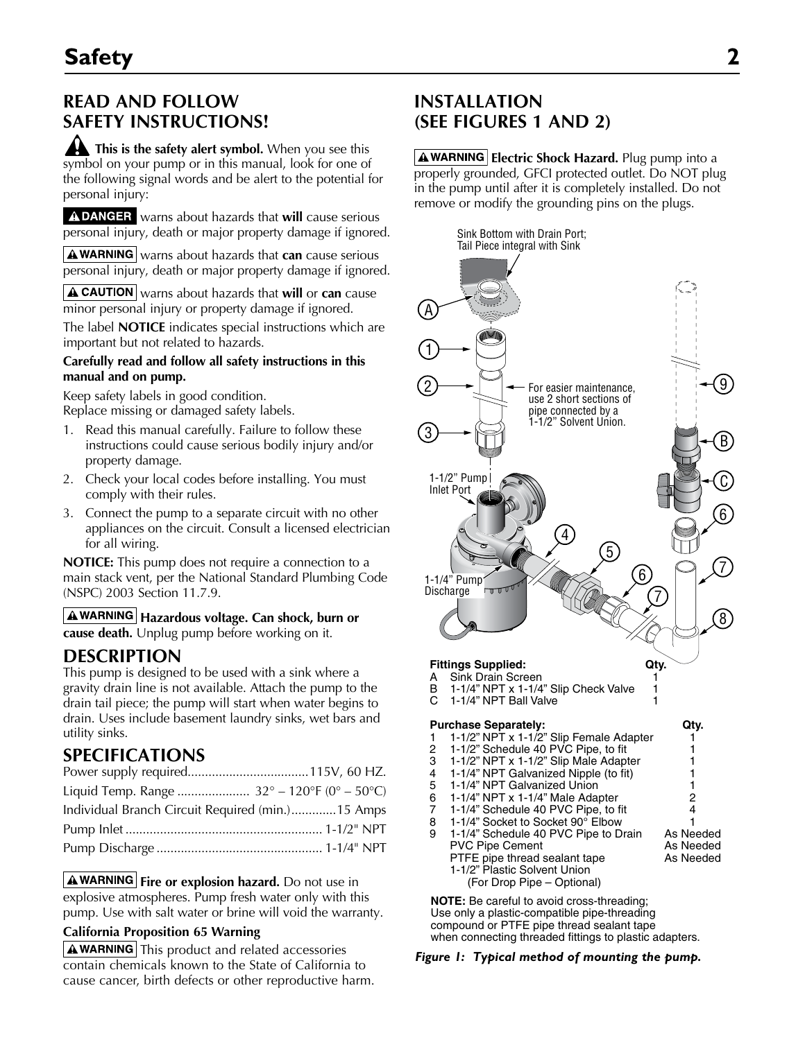## READ AND FOLLOW SAFETY INSTRUCTIONS!

**⚠ This is the safety alert symbol.** When you see this symbol on your pump or in this manual, look for one of the following signal words and be alert to the potential for personal injury:

**⚠ DANGER** warns about hazards that **will** cause serious personal injury, death or major property damage if ignored.

**⚠ WARNING** warns about hazards that **can** cause serious personal injury, death or major property damage if ignored.

**⚠ CAUTION** warns about hazards that **will** or **can** cause minor personal injury or property damage if ignored.

The label **NOTICE** indicates special instructions which are important but not related to hazards.

**Carefully read and follow all safety instructions in this manual and on pump.**

Keep safety labels in good condition.
Replace missing or damaged safety labels.

1. Read this manual carefully. Failure to follow these instructions could cause serious bodily injury and/or property damage.
2. Check your local codes before installing. You must comply with their rules.
3. Connect the pump to a separate circuit with no other appliances on the circuit. Consult a licensed electrician for all wiring.

**NOTICE:** This pump does not require a connection to a main stack vent, per the National Standard Plumbing Code (NSPC) 2003 Section 11.7.9.

**⚠ WARNING** **Hazardous voltage. Can shock, burn or cause death.** Unplug pump before working on it.

## DESCRIPTION

This pump is designed to be used with a sink where a gravity drain line is not available. Attach the pump to the drain tail piece; the pump will start when water begins to drain. Uses include basement laundry sinks, wet bars and utility sinks.

## SPECIFICATIONS

Power supply required....................................115V, 60 HZ.
Liquid Temp. Range ..................... 32° – 120°F (0° – 50°C)
Individual Branch Circuit Required (min.).............15 Amps
Pump Inlet ......................................................... 1-1/2" NPT
Pump Discharge ................................................ 1-1/4" NPT

**⚠ WARNING** **Fire or explosion hazard.** Do not use in explosive atmospheres. Pump fresh water only with this pump. Use with salt water or brine will void the warranty.

**California Proposition 65 Warning**

**⚠ WARNING** This product and related accessories contain chemicals known to the State of California to cause cancer, birth defects or other reproductive harm.

## INSTALLATION (SEE FIGURES 1 AND 2)

**⚠ WARNING** **Electric Shock Hazard.** Plug pump into a properly grounded, GFCI protected outlet. Do NOT plug in the pump until after it is completely installed. Do not remove or modify the grounding pins on the plugs.

Sink Bottom with Drain Port; Tail Piece integral with Sink

For easier maintenance, use 2 short sections of pipe connected by a 1-1/2" Solvent Union.

1-1/2" Pump Inlet Port

1-1/4" Pump Discharge

| | Fittings Supplied: | Qty. |
|---|---|---|
| A | Sink Drain Screen | 1 |
| B | 1-1/4" NPT x 1-1/4" Slip Check Valve | 1 |
| C | 1-1/4" NPT Ball Valve | 1 |

| | Purchase Separately: | Qty. |
|---|---|---|
| 1 | 1-1/2" NPT x 1-1/2" Slip Female Adapter | 1 |
| 2 | 1-1/2" Schedule 40 PVC Pipe, to fit | 1 |
| 3 | 1-1/2" NPT x 1-1/2" Slip Male Adapter | 1 |
| 4 | 1-1/4" NPT Galvanized Nipple (to fit) | 1 |
| 5 | 1-1/4" NPT Galvanized Union | 1 |
| 6 | 1-1/4" NPT x 1-1/4" Male Adapter | 2 |
| 7 | 1-1/4" Schedule 40 PVC Pipe, to fit | 4 |
| 8 | 1-1/4" Socket to Socket 90° Elbow | 1 |
| 9 | 1-1/4" Schedule 40 PVC Pipe to Drain | As Needed |
| | PVC Pipe Cement | As Needed |
| | PTFE pipe thread sealant tape | As Needed |
| | 1-1/2" Plastic Solvent Union (For Drop Pipe – Optional) | |

**NOTE:** Be careful to avoid cross-threading; Use only a plastic-compatible pipe-threading compound or PTFE pipe thread sealant tape when connecting threaded fittings to plastic adapters.

*Figure 1: Typical method of mounting the pump.*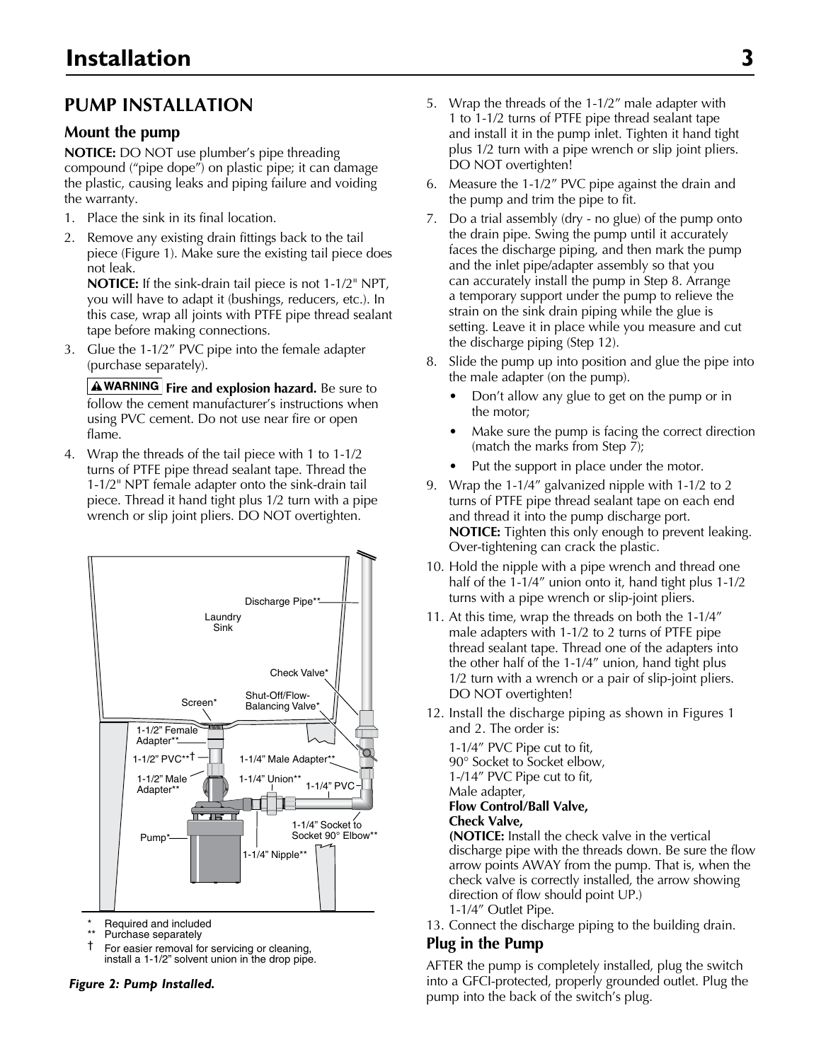# PUMP INSTALLATION

## Mount the pump

**NOTICE:** DO NOT use plumber's pipe threading compound ("pipe dope") on plastic pipe; it can damage the plastic, causing leaks and piping failure and voiding the warranty.

1. Place the sink in its final location.
2. Remove any existing drain fittings back to the tail piece (Figure 1). Make sure the existing tail piece does not leak.
   **NOTICE:** If the sink-drain tail piece is not 1-1/2" NPT, you will have to adapt it (bushings, reducers, etc.). In this case, wrap all joints with PTFE pipe thread sealant tape before making connections.
3. Glue the 1-1/2" PVC pipe into the female adapter (purchase separately).

   **⚠WARNING** **Fire and explosion hazard.** Be sure to follow the cement manufacturer's instructions when using PVC cement. Do not use near fire or open flame.
4. Wrap the threads of the tail piece with 1 to 1-1/2 turns of PTFE pipe thread sealant tape. Thread the 1-1/2" NPT female adapter onto the sink-drain tail piece. Thread it hand tight plus 1/2 turn with a pipe wrench or slip joint pliers. DO NOT overtighten.

Laundry Sink; Discharge Pipe**; Check Valve*; Shut-Off/Flow-Balancing Valve*; Screen*; 1-1/2" Female Adapter**; 1-1/2" PVC**†; 1-1/4" Male Adapter**; 1-1/2" Male Adapter**; 1-1/4" Union**; 1-1/4" PVC; 1-1/4" Socket to Socket 90° Elbow**; Pump*; 1-1/4" Nipple**

\* Required and included
\** Purchase separately
† For easier removal for servicing or cleaning, install a 1-1/2" solvent union in the drop pipe.

*Figure 2: Pump Installed.*

5. Wrap the threads of the 1-1/2" male adapter with 1 to 1-1/2 turns of PTFE pipe thread sealant tape and install it in the pump inlet. Tighten it hand tight plus 1/2 turn with a pipe wrench or slip joint pliers. DO NOT overtighten!
6. Measure the 1-1/2" PVC pipe against the drain and the pump and trim the pipe to fit.
7. Do a trial assembly (dry - no glue) of the pump onto the drain pipe. Swing the pump until it accurately faces the discharge piping, and then mark the pump and the inlet pipe/adapter assembly so that you can accurately install the pump in Step 8. Arrange a temporary support under the pump to relieve the strain on the sink drain piping while the glue is setting. Leave it in place while you measure and cut the discharge piping (Step 12).
8. Slide the pump up into position and glue the pipe into the male adapter (on the pump).
   - Don't allow any glue to get on the pump or in the motor;
   - Make sure the pump is facing the correct direction (match the marks from Step 7);
   - Put the support in place under the motor.
9. Wrap the 1-1/4" galvanized nipple with 1-1/2 to 2 turns of PTFE pipe thread sealant tape on each end and thread it into the pump discharge port.
   **NOTICE:** Tighten this only enough to prevent leaking. Over-tightening can crack the plastic.
10. Hold the nipple with a pipe wrench and thread one half of the 1-1/4" union onto it, hand tight plus 1-1/2 turns with a pipe wrench or slip-joint pliers.
11. At this time, wrap the threads on both the 1-1/4" male adapters with 1-1/2 to 2 turns of PTFE pipe thread sealant tape. Thread one of the adapters into the other half of the 1-1/4" union, hand tight plus 1/2 turn with a wrench or a pair of slip-joint pliers. DO NOT overtighten!
12. Install the discharge piping as shown in Figures 1 and 2. The order is:

    1-1/4" PVC Pipe cut to fit,
    90° Socket to Socket elbow,
    1-/14" PVC Pipe cut to fit,
    Male adapter,
    **Flow Control/Ball Valve,**
    **Check Valve,**
    **(NOTICE:** Install the check valve in the vertical discharge pipe with the threads down. Be sure the flow arrow points AWAY from the pump. That is, when the check valve is correctly installed, the arrow showing direction of flow should point UP.)
    1-1/4" Outlet Pipe.
13. Connect the discharge piping to the building drain.

## Plug in the Pump

AFTER the pump is completely installed, plug the switch into a GFCI-protected, properly grounded outlet. Plug the pump into the back of the switch's plug.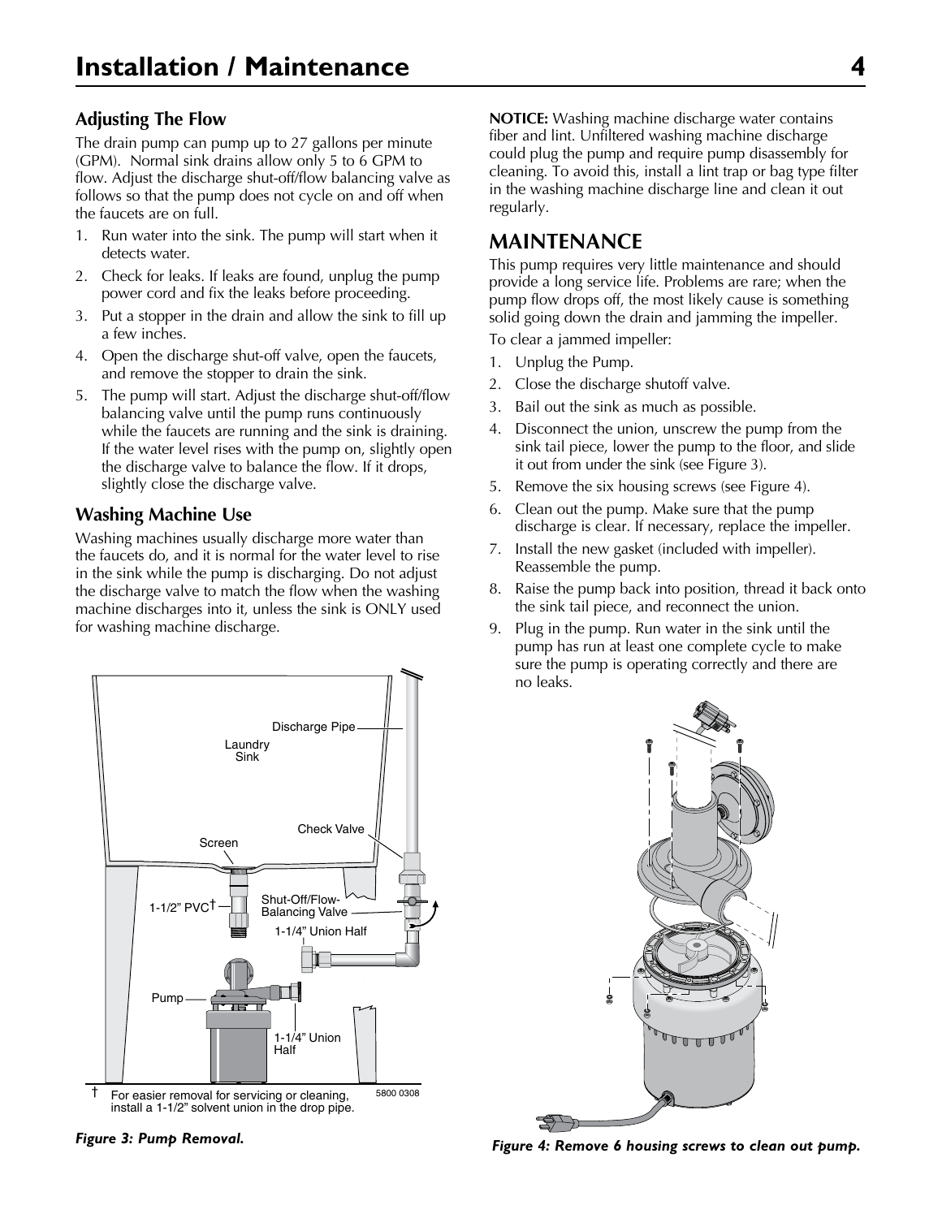## Adjusting The Flow

The drain pump can pump up to 27 gallons per minute (GPM). Normal sink drains allow only 5 to 6 GPM to flow. Adjust the discharge shut-off/flow balancing valve as follows so that the pump does not cycle on and off when the faucets are on full.

1. Run water into the sink. The pump will start when it detects water.
2. Check for leaks. If leaks are found, unplug the pump power cord and fix the leaks before proceeding.
3. Put a stopper in the drain and allow the sink to fill up a few inches.
4. Open the discharge shut-off valve, open the faucets, and remove the stopper to drain the sink.
5. The pump will start. Adjust the discharge shut-off/flow balancing valve until the pump runs continuously while the faucets are running and the sink is draining. If the water level rises with the pump on, slightly open the discharge valve to balance the flow. If it drops, slightly close the discharge valve.

## Washing Machine Use

Washing machines usually discharge more water than the faucets do, and it is normal for the water level to rise in the sink while the pump is discharging. Do not adjust the discharge valve to match the flow when the washing machine discharges into it, unless the sink is ONLY used for washing machine discharge.

Laundry Sink, Discharge Pipe, Check Valve, Screen, 1-1/2" PVC†, Shut-Off/Flow-Balancing Valve, 1-1/4" Union Half, Pump, 1-1/4" Union Half

† For easier removal for servicing or cleaning, install a 1-1/2" solvent union in the drop pipe.

5800 0308

*Figure 3: Pump Removal.*

**NOTICE:** Washing machine discharge water contains fiber and lint. Unfiltered washing machine discharge could plug the pump and require pump disassembly for cleaning. To avoid this, install a lint trap or bag type filter in the washing machine discharge line and clean it out regularly.

# MAINTENANCE

This pump requires very little maintenance and should provide a long service life. Problems are rare; when the pump flow drops off, the most likely cause is something solid going down the drain and jamming the impeller.

To clear a jammed impeller:

1. Unplug the Pump.
2. Close the discharge shutoff valve.
3. Bail out the sink as much as possible.
4. Disconnect the union, unscrew the pump from the sink tail piece, lower the pump to the floor, and slide it out from under the sink (see Figure 3).
5. Remove the six housing screws (see Figure 4).
6. Clean out the pump. Make sure that the pump discharge is clear. If necessary, replace the impeller.
7. Install the new gasket (included with impeller). Reassemble the pump.
8. Raise the pump back into position, thread it back onto the sink tail piece, and reconnect the union.
9. Plug in the pump. Run water in the sink until the pump has run at least one complete cycle to make sure the pump is operating correctly and there are no leaks.

*Figure 4: Remove 6 housing screws to clean out pump.*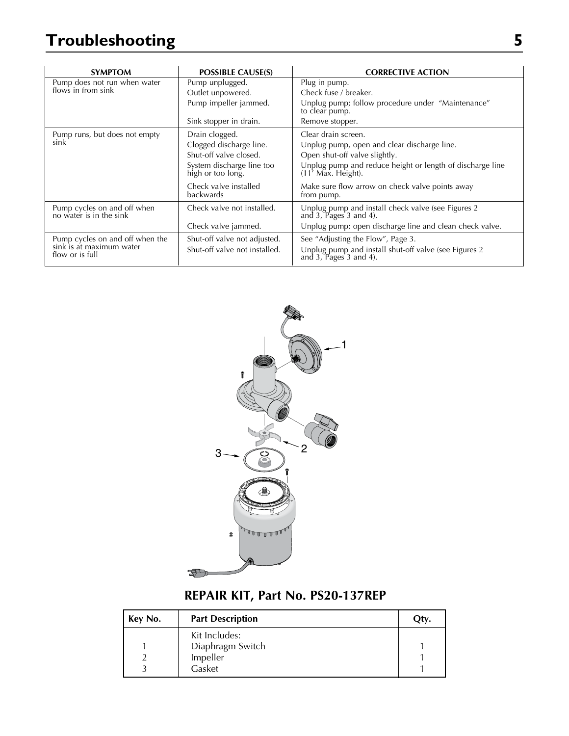# Troubleshooting

| SYMPTOM | POSSIBLE CAUSE(S) | CORRECTIVE ACTION |
|---|---|---|
| Pump does not run when water flows in from sink | Pump unplugged. | Plug in pump. |
| | Outlet unpowered. | Check fuse / breaker. |
| | Pump impeller jammed. | Unplug pump; follow procedure under "Maintenance" to clear pump. |
| | Sink stopper in drain. | Remove stopper. |
| Pump runs, but does not empty sink | Drain clogged. | Clear drain screen. |
| | Clogged discharge line. | Unplug pump, open and clear discharge line. |
| | Shut-off valve closed. | Open shut-off valve slightly. |
| | System discharge line too high or too long. | Unplug pump and reduce height or length of discharge line (11' Max. Height). |
| | Check valve installed backwards | Make sure flow arrow on check valve points away from pump. |
| Pump cycles on and off when no water is in the sink | Check valve not installed. | Unplug pump and install check valve (see Figures 2 and 3, Pages 3 and 4). |
| | Check valve jammed. | Unplug pump; open discharge line and clean check valve. |
| Pump cycles on and off when the sink is at maximum water flow or is full | Shut-off valve not adjusted. | See "Adjusting the Flow", Page 3. |
| | Shut-off valve not installed. | Unplug pump and install shut-off valve (see Figures 2 and 3, Pages 3 and 4). |

## REPAIR KIT, Part No. PS20-137REP

| Key No. | Part Description | Qty. |
|---|---|---|
| | Kit Includes: | |
| 1 | Diaphragm Switch | 1 |
| 2 | Impeller | 1 |
| 3 | Gasket | 1 |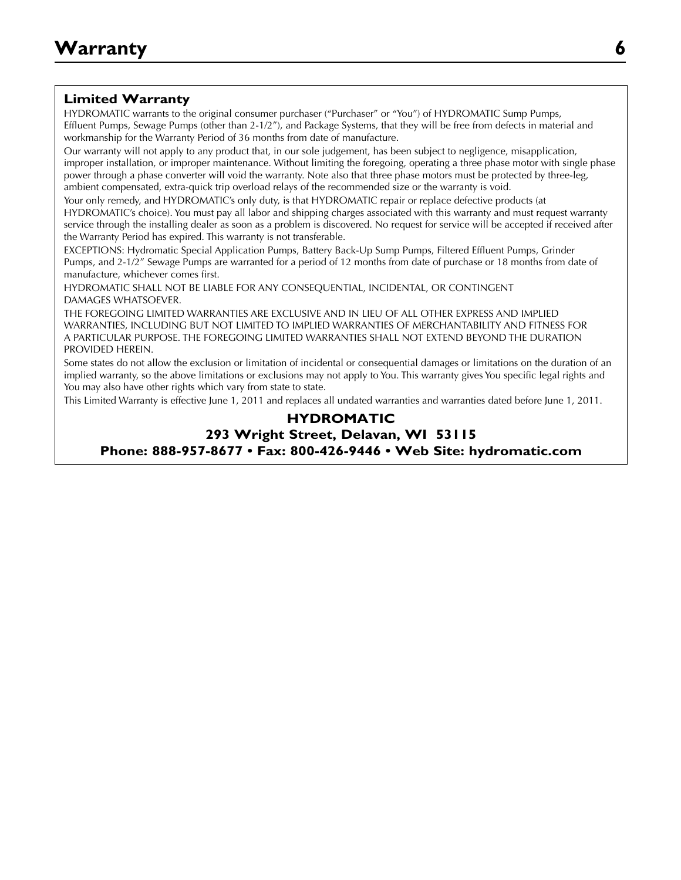# Warranty

## Limited Warranty

HYDROMATIC warrants to the original consumer purchaser ("Purchaser" or "You") of HYDROMATIC Sump Pumps, Effluent Pumps, Sewage Pumps (other than 2-1/2"), and Package Systems, that they will be free from defects in material and workmanship for the Warranty Period of 36 months from date of manufacture.

Our warranty will not apply to any product that, in our sole judgement, has been subject to negligence, misapplication, improper installation, or improper maintenance. Without limiting the foregoing, operating a three phase motor with single phase power through a phase converter will void the warranty. Note also that three phase motors must be protected by three-leg, ambient compensated, extra-quick trip overload relays of the recommended size or the warranty is void.

Your only remedy, and HYDROMATIC's only duty, is that HYDROMATIC repair or replace defective products (at HYDROMATIC's choice). You must pay all labor and shipping charges associated with this warranty and must request warranty service through the installing dealer as soon as a problem is discovered. No request for service will be accepted if received after the Warranty Period has expired. This warranty is not transferable.

EXCEPTIONS: Hydromatic Special Application Pumps, Battery Back-Up Sump Pumps, Filtered Effluent Pumps, Grinder Pumps, and 2-1/2" Sewage Pumps are warranted for a period of 12 months from date of purchase or 18 months from date of manufacture, whichever comes first.

HYDROMATIC SHALL NOT BE LIABLE FOR ANY CONSEQUENTIAL, INCIDENTAL, OR CONTINGENT DAMAGES WHATSOEVER.

THE FOREGOING LIMITED WARRANTIES ARE EXCLUSIVE AND IN LIEU OF ALL OTHER EXPRESS AND IMPLIED WARRANTIES, INCLUDING BUT NOT LIMITED TO IMPLIED WARRANTIES OF MERCHANTABILITY AND FITNESS FOR A PARTICULAR PURPOSE. THE FOREGOING LIMITED WARRANTIES SHALL NOT EXTEND BEYOND THE DURATION PROVIDED HEREIN.

Some states do not allow the exclusion or limitation of incidental or consequential damages or limitations on the duration of an implied warranty, so the above limitations or exclusions may not apply to You. This warranty gives You specific legal rights and You may also have other rights which vary from state to state.

This Limited Warranty is effective June 1, 2011 and replaces all undated warranties and warranties dated before June 1, 2011.

**HYDROMATIC**
**293 Wright Street, Delavan, WI 53115**
**Phone: 888-957-8677 • Fax: 800-426-9446 • Web Site: hydromatic.com**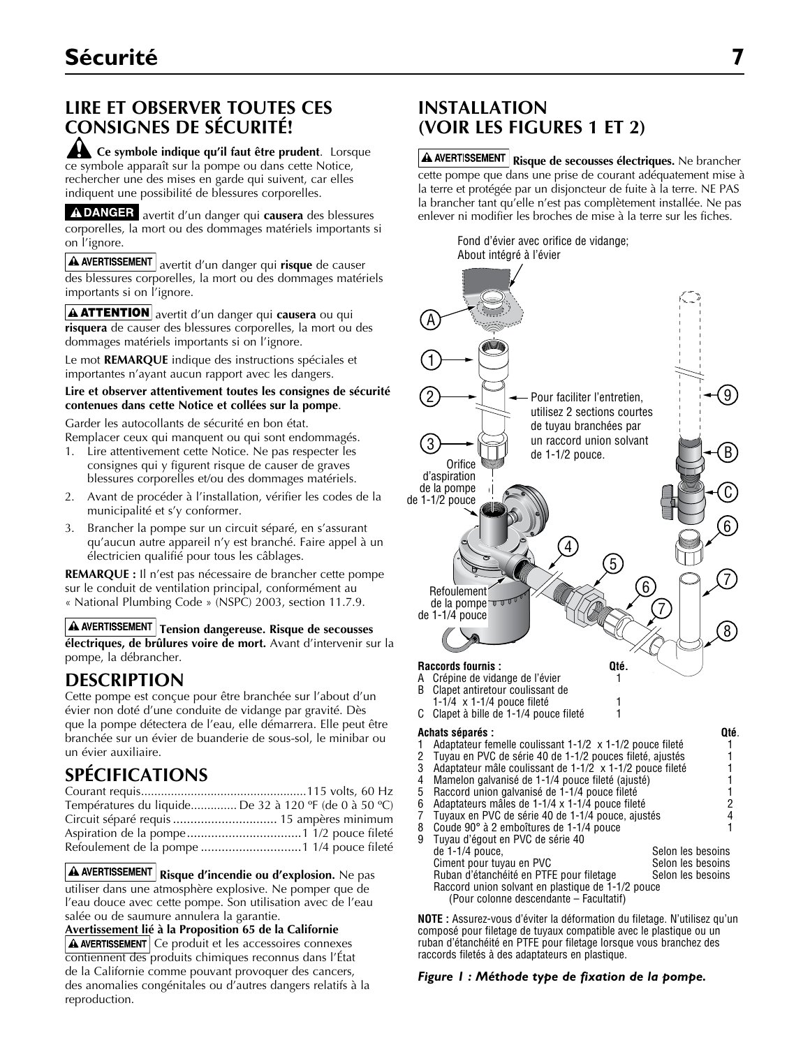## LIRE ET OBSERVER TOUTES CES CONSIGNES DE SÉCURITÉ!

**Ce symbole indique qu'il faut être prudent**. Lorsque ce symbole apparaît sur la pompe ou dans cette Notice, rechercher une des mises en garde qui suivent, car elles indiquent une possibilité de blessures corporelles.

**DANGER** avertit d'un danger qui **causera** des blessures corporelles, la mort ou des dommages matériels importants si on l'ignore.

**AVERTISSEMENT** avertit d'un danger qui **risque** de causer des blessures corporelles, la mort ou des dommages matériels importants si on l'ignore.

**ATTENTION** avertit d'un danger qui **causera** ou qui **risquera** de causer des blessures corporelles, la mort ou des dommages matériels importants si on l'ignore.

Le mot **REMARQUE** indique des instructions spéciales et importantes n'ayant aucun rapport avec les dangers.

**Lire et observer attentivement toutes les consignes de sécurité contenues dans cette Notice et collées sur la pompe**.

Garder les autocollants de sécurité en bon état.
Remplacer ceux qui manquent ou qui sont endommagés.

1. Lire attentivement cette Notice. Ne pas respecter les consignes qui y figurent risque de causer de graves blessures corporelles et/ou des dommages matériels.
2. Avant de procéder à l'installation, vérifier les codes de la municipalité et s'y conformer.
3. Brancher la pompe sur un circuit séparé, en s'assurant qu'aucun autre appareil n'y est branché. Faire appel à un électricien qualifié pour tous les câblages.

**REMARQUE :** Il n'est pas nécessaire de brancher cette pompe sur le conduit de ventilation principal, conformément au « National Plumbing Code » (NSPC) 2003, section 11.7.9.

**AVERTISSEMENT** **Tension dangereuse. Risque de secousses électriques, de brûlures voire de mort.** Avant d'intervenir sur la pompe, la débrancher.

## DESCRIPTION

Cette pompe est conçue pour être branchée sur l'about d'un évier non doté d'une conduite de vidange par gravité. Dès que la pompe détectera de l'eau, elle démarrera. Elle peut être branchée sur un évier de buanderie de sous-sol, le minibar ou un évier auxiliaire.

## SPÉCIFICATIONS

Courant requis....................................................115 volts, 60 Hz
Températures du liquide............. De 32 à 120 ºF (de 0 à 50 ºC)
Circuit séparé requis .............................. 15 ampères minimum
Aspiration de la pompe.................................1 1/2 pouce fileté
Refoulement de la pompe .............................1 1/4 pouce fileté

**AVERTISSEMENT** **Risque d'incendie ou d'explosion.** Ne pas utiliser dans une atmosphère explosive. Ne pomper que de l'eau douce avec cette pompe. Son utilisation avec de l'eau salée ou de saumure annulera la garantie.

**Avertissement lié à la Proposition 65 de la Californie**

**AVERTISSEMENT** Ce produit et les accessoires connexes contiennent des produits chimiques reconnus dans l'État de la Californie comme pouvant provoquer des cancers, des anomalies congénitales ou d'autres dangers relatifs à la reproduction.

## INSTALLATION (VOIR LES FIGURES 1 ET 2)

**AVERTISSEMENT** **Risque de secousses électriques.** Ne brancher cette pompe que dans une prise de courant adéquatement mise à la terre et protégée par un disjoncteur de fuite à la terre. NE PAS la brancher tant qu'elle n'est pas complètement installée. Ne pas enlever ni modifier les broches de mise à la terre sur les fiches.

Fond d'évier avec orifice de vidange; About intégré à l'évier

Pour faciliter l'entretien, utilisez 2 sections courtes de tuyau branchées par un raccord union solvant de 1-1/2 pouce.

Orifice d'aspiration de la pompe de 1-1/2 pouce

Refoulement de la pompe de 1-1/4 pouce

| Raccords fournis : | Qté. |
|---|---|
| A Crépine de vidange de l'évier | 1 |
| B Clapet antiretour coulissant de 1-1/4 x 1-1/4 pouce fileté | 1 |
| C Clapet à bille de 1-1/4 pouce fileté | 1 |

| Achats séparés : | Qté. |
|---|---|
| 1 Adaptateur femelle coulissant 1-1/2 x 1-1/2 pouce fileté | 1 |
| 2 Tuyau en PVC de série 40 de 1-1/2 pouces fileté, ajustés | 1 |
| 3 Adaptateur mâle coulissant de 1-1/2 x 1-1/2 pouce fileté | 1 |
| 4 Mamelon galvanisé de 1-1/4 pouce fileté (ajusté) | 1 |
| 5 Raccord union galvanisé de 1-1/4 pouce fileté | 1 |
| 6 Adaptateurs mâles de 1-1/4 x 1-1/4 pouce fileté | 2 |
| 7 Tuyaux en PVC de série 40 de 1-1/4 pouce, ajustés | 4 |
| 8 Coude 90° à 2 emboîtures de 1-1/4 pouce | 1 |
| 9 Tuyau d'égout en PVC de série 40 de 1-1/4 pouce, | Selon les besoins |
| Ciment pour tuyau en PVC | Selon les besoins |
| Ruban d'étanchéité en PTFE pour filetage | Selon les besoins |
| Raccord union solvant en plastique de 1-1/2 pouce (Pour colonne descendante – Facultatif) | |

**NOTE :** Assurez-vous d'éviter la déformation du filetage. N'utilisez qu'un composé pour filetage de tuyaux compatible avec le plastique ou un ruban d'étanchéité en PTFE pour filetage lorsque vous branchez des raccords filetés à des adaptateurs en plastique.

***Figure 1 : Méthode type de fixation de la pompe.***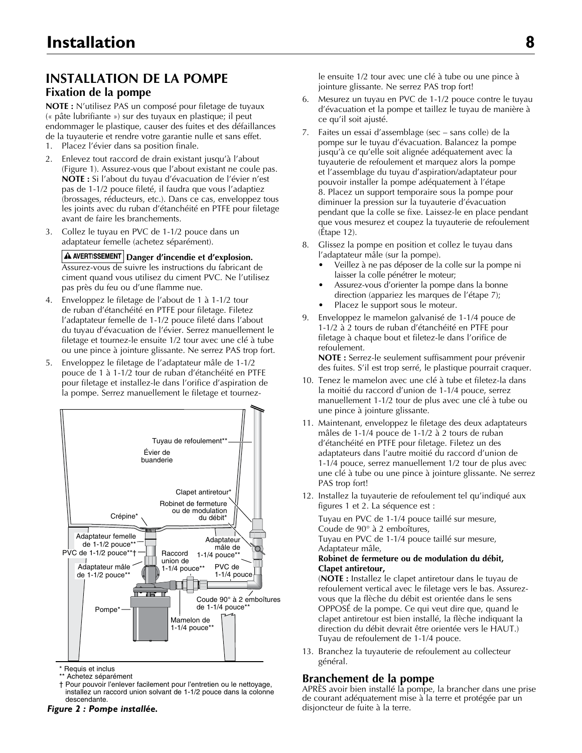# INSTALLATION DE LA POMPE

## Fixation de la pompe

**NOTE :** N'utilisez PAS un composé pour filetage de tuyaux (« pâte lubrifiante ») sur des tuyaux en plastique; il peut endommager le plastique, causer des fuites et des défaillances de la tuyauterie et rendre votre garantie nulle et sans effet.

1. Placez l'évier dans sa position finale.
2. Enlevez tout raccord de drain existant jusqu'à l'about (Figure 1). Assurez-vous que l'about existant ne coule pas. **NOTE :** Si l'about du tuyau d'évacuation de l'évier n'est pas de 1-1/2 pouce fileté, il faudra que vous l'adaptiez (brossages, réducteurs, etc.). Dans ce cas, enveloppez tous les joints avec du ruban d'étanchéité en PTFE pour filetage avant de faire les branchements.
3. Collez le tuyau en PVC de 1-1/2 pouce dans un adaptateur femelle (achetez séparément).

   **⚠ AVERTISSEMENT Danger d'incendie et d'explosion.** Assurez-vous de suivre les instructions du fabricant de ciment quand vous utilisez du ciment PVC. Ne l'utilisez pas près du feu ou d'une flamme nue.

4. Enveloppez le filetage de l'about de 1 à 1-1/2 tour de ruban d'étanchéité en PTFE pour filetage. Filetez l'adaptateur femelle de 1-1/2 pouce fileté dans l'about du tuyau d'évacuation de l'évier. Serrez manuellement le filetage et tournez-le ensuite 1/2 tour avec une clé à tube ou une pince à jointure glissante. Ne serrez PAS trop fort.
5. Enveloppez le filetage de l'adaptateur mâle de 1-1/2 pouce de 1 à 1-1/2 tour de ruban d'étanchéité en PTFE pour filetage et installez-le dans l'orifice d'aspiration de la pompe. Serrez manuellement le filetage et tournez-le ensuite 1/2 tour avec une clé à tube ou une pince à jointure glissante. Ne serrez PAS trop fort!
6. Mesurez un tuyau en PVC de 1-1/2 pouce contre le tuyau d'évacuation et la pompe et taillez le tuyau de manière à ce qu'il soit ajusté.
7. Faites un essai d'assemblage (sec – sans colle) de la pompe sur le tuyau d'évacuation. Balancez la pompe jusqu'à ce qu'elle soit alignée adéquatement avec la tuyauterie de refoulement et marquez alors la pompe et l'assemblage du tuyau d'aspiration/adaptateur pour pouvoir installer la pompe adéquatement à l'étape 8. Placez un support temporaire sous la pompe pour diminuer la pression sur la tuyauterie d'évacuation pendant que la colle se fixe. Laissez-le en place pendant que vous mesurez et coupez la tuyauterie de refoulement (Étape 12).
8. Glissez la pompe en position et collez le tuyau dans l'adaptateur mâle (sur la pompe).
   - Veillez à ne pas déposer de la colle sur la pompe ni laisser la colle pénétrer le moteur;
   - Assurez-vous d'orienter la pompe dans la bonne direction (appariez les marques de l'étape 7);
   - Placez le support sous le moteur.
9. Enveloppez le mamelon galvanisé de 1-1/4 pouce de 1-1/2 à 2 tours de ruban d'étanchéité en PTFE pour filetage à chaque bout et filetez-le dans l'orifice de refoulement.

   **NOTE :** Serrez-le seulement suffisamment pour prévenir des fuites. S'il est trop serré, le plastique pourrait craquer.
10. Tenez le mamelon avec une clé à tube et filetez-la dans la moitié du raccord d'union de 1-1/4 pouce, serrez manuellement 1-1/2 tour de plus avec une clé à tube ou une pince à jointure glissante.
11. Maintenant, enveloppez le filetage des deux adaptateurs mâles de 1-1/4 pouce de 1-1/2 à 2 tours de ruban d'étanchéité en PTFE pour filetage. Filetez un des adaptateurs dans l'autre moitié du raccord d'union de 1-1/4 pouce, serrez manuellement 1/2 tour de plus avec une clé à tube ou une pince à jointure glissante. Ne serrez PAS trop fort!
12. Installez la tuyauterie de refoulement tel qu'indiqué aux figures 1 et 2. La séquence est :

    Tuyau en PVC de 1-1/4 pouce taillé sur mesure,
    Coude de 90° à 2 emboîtures,
    Tuyau en PVC de 1-1/4 pouce taillé sur mesure,
    Adaptateur mâle,
    **Robinet de fermeture ou de modulation du débit,**
    **Clapet antiretour,**
    (**NOTE :** Installez le clapet antiretour dans le tuyau de refoulement vertical avec le filetage vers le bas. Assurez-vous que la flèche du débit est orientée dans le sens OPPOSÉ de la pompe. Ce qui veut dire que, quand le clapet antiretour est bien installé, la flèche indiquant la direction du débit devrait être orientée vers le HAUT.)
    Tuyau de refoulement de 1-1/4 pouce.
13. Branchez la tuyauterie de refoulement au collecteur général.

Tuyau de refoulement**
Évier de buanderie
Clapet antiretour*
Robinet de fermeture ou de modulation du débit*
Crépine*
Adaptateur femelle de 1-1/2 pouce**
PVC de 1-1/2 pouce**†
Adaptateur mâle de 1-1/2 pouce**
Raccord union de 1-1/4 pouce**
Adaptateur mâle de 1-1/4 pouce**
PVC de 1-1/4 pouce
Coude 90° à 2 emboîtures de 1-1/4 pouce**
Pompe*
Mamelon de 1-1/4 pouce**

\* Requis et inclus
\** Achetez séparément
† Pour pouvoir l'enlever facilement pour l'entretien ou le nettoyage, installez un raccord union solvant de 1-1/2 pouce dans la colonne descendante.

*Figure 2 : Pompe installée.*

## Branchement de la pompe

APRÈS avoir bien installé la pompe, la brancher dans une prise de courant adéquatement mise à la terre et protégée par un disjoncteur de fuite à la terre.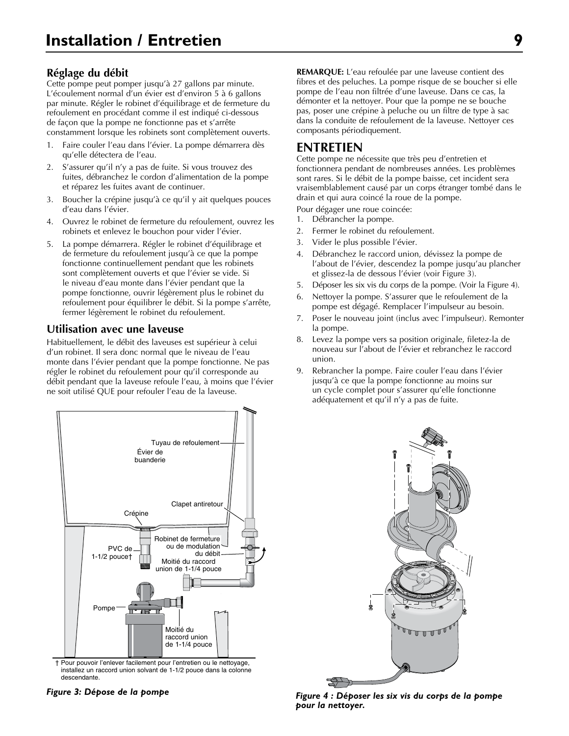# Installation / Entretien

## Réglage du débit

Cette pompe peut pomper jusqu'à 27 gallons par minute. L'écoulement normal d'un évier est d'environ 5 à 6 gallons par minute. Régler le robinet d'équilibrage et de fermeture du refoulement en procédant comme il est indiqué ci-dessous de façon que la pompe ne fonctionne pas et s'arrête constamment lorsque les robinets sont complètement ouverts.

1. Faire couler l'eau dans l'évier. La pompe démarrera dès qu'elle détectera de l'eau.
2. S'assurer qu'il n'y a pas de fuite. Si vous trouvez des fuites, débranchez le cordon d'alimentation de la pompe et réparez les fuites avant de continuer.
3. Boucher la crépine jusqu'à ce qu'il y ait quelques pouces d'eau dans l'évier.
4. Ouvrez le robinet de fermeture du refoulement, ouvrez les robinets et enlevez le bouchon pour vider l'évier.
5. La pompe démarrera. Régler le robinet d'équilibrage et de fermeture du refoulement jusqu'à ce que la pompe fonctionne continuellement pendant que les robinets sont complètement ouverts et que l'évier se vide. Si le niveau d'eau monte dans l'évier pendant que la pompe fonctionne, ouvrir légèrement plus le robinet du refoulement pour équilibrer le débit. Si la pompe s'arrête, fermer légèrement le robinet du refoulement.

## Utilisation avec une laveuse

Habituellement, le débit des laveuses est supérieur à celui d'un robinet. Il sera donc normal que le niveau de l'eau monte dans l'évier pendant que la pompe fonctionne. Ne pas régler le robinet du refoulement pour qu'il corresponde au débit pendant que la laveuse refoule l'eau, à moins que l'évier ne soit utilisé QUE pour refouler l'eau de la laveuse.

Tuyau de refoulement
Évier de buanderie
Clapet antiretour
Crépine
Robinet de fermeture ou de modulation du débit
PVC de 1-1/2 pouce†
Moitié du raccord union de 1-1/4 pouce
Pompe
Moitié du raccord union de 1-1/4 pouce

† Pour pouvoir l'enlever facilement pour l'entretien ou le nettoyage, installez un raccord union solvant de 1-1/2 pouce dans la colonne descendante.

*Figure 3: Dépose de la pompe*

**REMARQUE:** L'eau refoulée par une laveuse contient des fibres et des peluches. La pompe risque de se boucher si elle pompe de l'eau non filtrée d'une laveuse. Dans ce cas, la démonter et la nettoyer. Pour que la pompe ne se bouche pas, poser une crépine à peluche ou un filtre de type à sac dans la conduite de refoulement de la laveuse. Nettoyer ces composants périodiquement.

## ENTRETIEN

Cette pompe ne nécessite que très peu d'entretien et fonctionnera pendant de nombreuses années. Les problèmes sont rares. Si le débit de la pompe baisse, cet incident sera vraisemblablement causé par un corps étranger tombé dans le drain et qui aura coincé la roue de la pompe.

Pour dégager une roue coincée:

1. Débrancher la pompe.
2. Fermer le robinet du refoulement.
3. Vider le plus possible l'évier.
4. Débranchez le raccord union, dévissez la pompe de l'about de l'évier, descendez la pompe jusqu'au plancher et glissez-la de dessous l'évier (voir Figure 3).
5. Déposer les six vis du corps de la pompe. (Voir la Figure 4).
6. Nettoyer la pompe. S'assurer que le refoulement de la pompe est dégagé. Remplacer l'impulseur au besoin.
7. Poser le nouveau joint (inclus avec l'impulseur). Remonter la pompe.
8. Levez la pompe vers sa position originale, filetez-la de nouveau sur l'about de l'évier et rebranchez le raccord union.
9. Rebrancher la pompe. Faire couler l'eau dans l'évier jusqu'à ce que la pompe fonctionne au moins sur un cycle complet pour s'assurer qu'elle fonctionne adéquatement et qu'il n'y a pas de fuite.

*Figure 4 : Déposer les six vis du corps de la pompe pour la nettoyer.*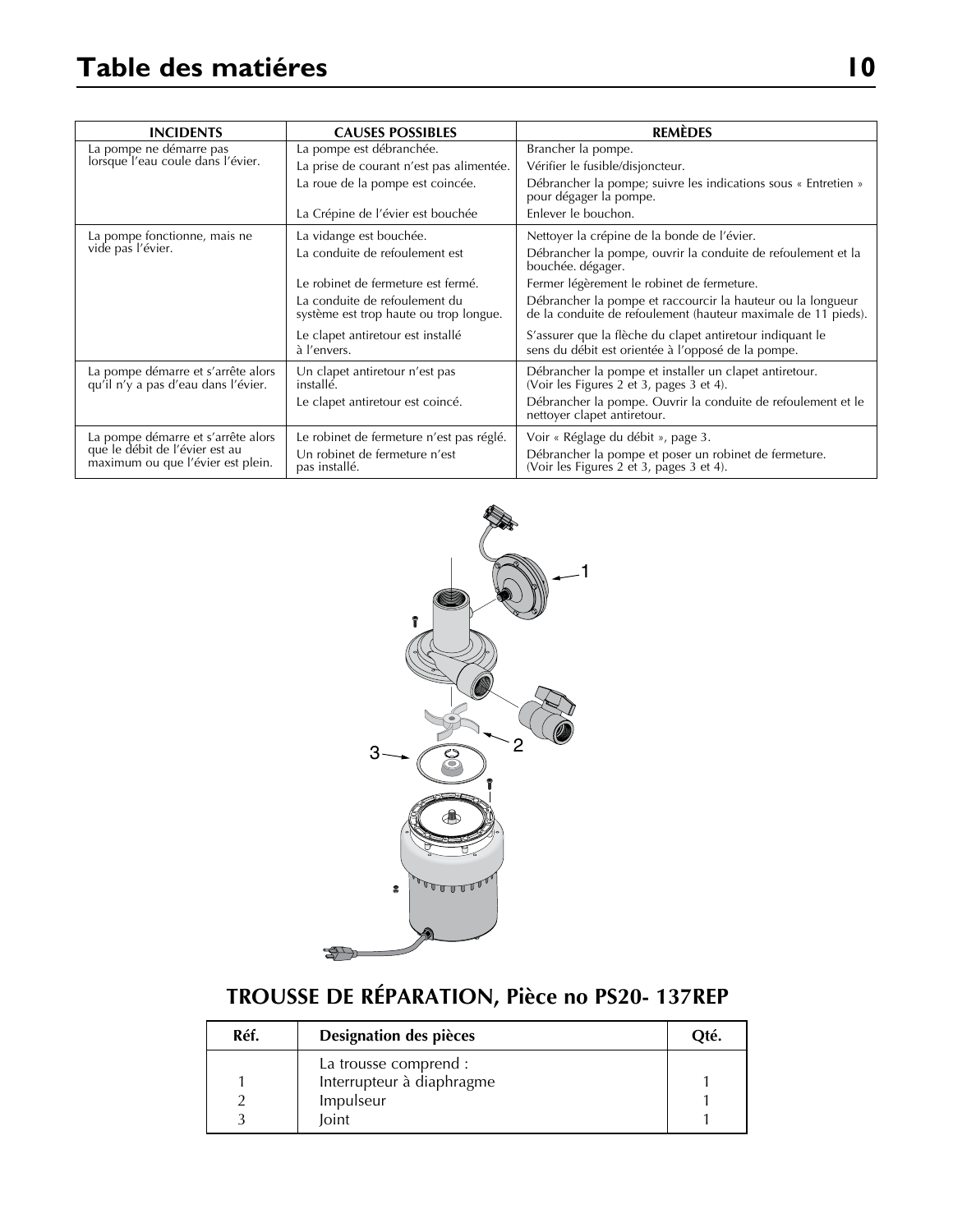# Table des matiéres

| INCIDENTS | CAUSES POSSIBLES | REMÈDES |
|---|---|---|
| La pompe ne démarre pas lorsque l'eau coule dans l'évier. | La pompe est débranchée. | Brancher la pompe. |
| | La prise de courant n'est pas alimentée. | Vérifier le fusible/disjoncteur. |
| | La roue de la pompe est coincée. | Débrancher la pompe; suivre les indications sous « Entretien » pour dégager la pompe. |
| | La Crépine de l'évier est bouchée | Enlever le bouchon. |
| La pompe fonctionne, mais ne vide pas l'évier. | La vidange est bouchée. | Nettoyer la crépine de la bonde de l'évier. |
| | La conduite de refoulement est | Débrancher la pompe, ouvrir la conduite de refoulement et la bouchée. dégager. |
| | Le robinet de fermeture est fermé. | Fermer légèrement le robinet de fermeture. |
| | La conduite de refoulement du système est trop haute ou trop longue. | Débrancher la pompe et raccourcir la hauteur ou la longueur de la conduite de refoulement (hauteur maximale de 11 pieds). |
| | Le clapet antiretour est installé à l'envers. | S'assurer que la flèche du clapet antiretour indiquant le sens du débit est orientée à l'opposé de la pompe. |
| La pompe démarre et s'arrête alors qu'il n'y a pas d'eau dans l'évier. | Un clapet antiretour n'est pas installé. | Débrancher la pompe et installer un clapet antiretour. (Voir les Figures 2 et 3, pages 3 et 4). |
| | Le clapet antiretour est coincé. | Débrancher la pompe. Ouvrir la conduite de refoulement et le nettoyer clapet antiretour. |
| La pompe démarre et s'arrête alors que le débit de l'évier est au maximum ou que l'évier est plein. | Le robinet de fermeture n'est pas réglé. | Voir « Réglage du débit », page 3. |
| | Un robinet de fermeture n'est pas installé. | Débrancher la pompe et poser un robinet de fermeture. (Voir les Figures 2 et 3, pages 3 et 4). |

## TROUSSE DE RÉPARATION, Pièce no PS20- 137REP

| Réf. | Designation des pièces | Qté. |
|---|---|---|
| | La trousse comprend : | |
| 1 | Interrupteur à diaphragme | 1 |
| 2 | Impulseur | 1 |
| 3 | Joint | 1 |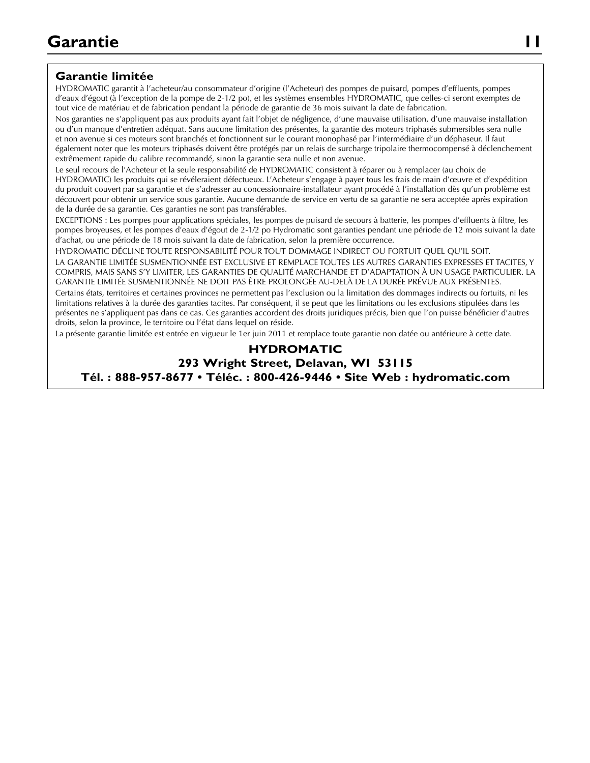# Garantie

## Garantie limitée

HYDROMATIC garantit à l'acheteur/au consommateur d'origine (l'Acheteur) des pompes de puisard, pompes d'effluents, pompes d'eaux d'égout (à l'exception de la pompe de 2-1/2 po), et les systèmes ensembles HYDROMATIC, que celles-ci seront exemptes de tout vice de matériau et de fabrication pendant la période de garantie de 36 mois suivant la date de fabrication.

Nos garanties ne s'appliquent pas aux produits ayant fait l'objet de négligence, d'une mauvaise utilisation, d'une mauvaise installation ou d'un manque d'entretien adéquat. Sans aucune limitation des présentes, la garantie des moteurs triphasés submersibles sera nulle et non avenue si ces moteurs sont branchés et fonctionnent sur le courant monophasé par l'intermédiaire d'un déphaseur. Il faut également noter que les moteurs triphasés doivent être protégés par un relais de surcharge tripolaire thermocompensé à déclenchement extrêmement rapide du calibre recommandé, sinon la garantie sera nulle et non avenue.

Le seul recours de l'Acheteur et la seule responsabilité de HYDROMATIC consistent à réparer ou à remplacer (au choix de HYDROMATIC) les produits qui se révéleraient défectueux. L'Acheteur s'engage à payer tous les frais de main d'œuvre et d'expédition du produit couvert par sa garantie et de s'adresser au concessionnaire-installateur ayant procédé à l'installation dès qu'un problème est découvert pour obtenir un service sous garantie. Aucune demande de service en vertu de sa garantie ne sera acceptée après expiration de la durée de sa garantie. Ces garanties ne sont pas transférables.

EXCEPTIONS : Les pompes pour applications spéciales, les pompes de puisard de secours à batterie, les pompes d'effluents à filtre, les pompes broyeuses, et les pompes d'eaux d'égout de 2-1/2 po Hydromatic sont garanties pendant une période de 12 mois suivant la date d'achat, ou une période de 18 mois suivant la date de fabrication, selon la première occurrence.

HYDROMATIC DÉCLINE TOUTE RESPONSABILITÉ POUR TOUT DOMMAGE INDIRECT OU FORTUIT QUEL QU'IL SOIT.

LA GARANTIE LIMITÉE SUSMENTIONNÉE EST EXCLUSIVE ET REMPLACE TOUTES LES AUTRES GARANTIES EXPRESSES ET TACITES, Y COMPRIS, MAIS SANS S'Y LIMITER, LES GARANTIES DE QUALITÉ MARCHANDE ET D'ADAPTATION À UN USAGE PARTICULIER. LA GARANTIE LIMITÉE SUSMENTIONNÉE NE DOIT PAS ÊTRE PROLONGÉE AU-DELÀ DE LA DURÉE PRÉVUE AUX PRÉSENTES.

Certains états, territoires et certaines provinces ne permettent pas l'exclusion ou la limitation des dommages indirects ou fortuits, ni les limitations relatives à la durée des garanties tacites. Par conséquent, il se peut que les limitations ou les exclusions stipulées dans les présentes ne s'appliquent pas dans ce cas. Ces garanties accordent des droits juridiques précis, bien que l'on puisse bénéficier d'autres droits, selon la province, le territoire ou l'état dans lequel on réside.

La présente garantie limitée est entrée en vigueur le 1er juin 2011 et remplace toute garantie non datée ou antérieure à cette date.

**HYDROMATIC**
**293 Wright Street, Delavan, WI 53115**
**Tél. : 888-957-8677 • Téléc. : 800-426-9446 • Site Web : hydromatic.com**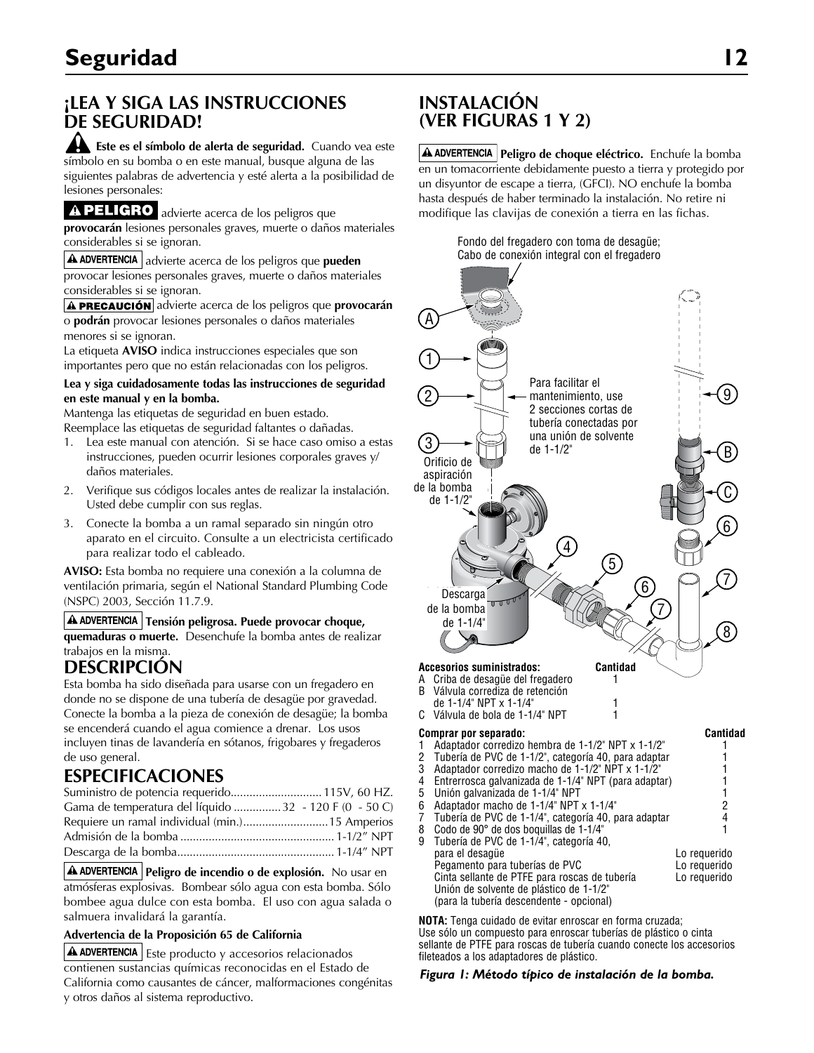# Seguridad

## ¡LEA Y SIGA LAS INSTRUCCIONES DE SEGURIDAD!

**Este es el símbolo de alerta de seguridad.** Cuando vea este símbolo en su bomba o en este manual, busque alguna de las siguientes palabras de advertencia y esté alerta a la posibilidad de lesiones personales:

**PELIGRO** advierte acerca de los peligros que **provocarán** lesiones personales graves, muerte o daños materiales considerables si se ignoran.

**ADVERTENCIA** advierte acerca de los peligros que **pueden** provocar lesiones personales graves, muerte o daños materiales considerables si se ignoran.

**PRECAUCIÓN** advierte acerca de los peligros que **provocarán** o **podrán** provocar lesiones personales o daños materiales menores si se ignoran.

La etiqueta **AVISO** indica instrucciones especiales que son importantes pero que no están relacionadas con los peligros.

**Lea y siga cuidadosamente todas las instrucciones de seguridad en este manual y en la bomba.**

Mantenga las etiquetas de seguridad en buen estado.
Reemplace las etiquetas de seguridad faltantes o dañadas.

1. Lea este manual con atención. Si se hace caso omiso a estas instrucciones, pueden ocurrir lesiones corporales graves y/ daños materiales.
2. Verifique sus códigos locales antes de realizar la instalación. Usted debe cumplir con sus reglas.
3. Conecte la bomba a un ramal separado sin ningún otro aparato en el circuito. Consulte a un electricista certificado para realizar todo el cableado.

**AVISO:** Esta bomba no requiere una conexión a la columna de ventilación primaria, según el National Standard Plumbing Code (NSPC) 2003, Sección 11.7.9.

**ADVERTENCIA** **Tensión peligrosa. Puede provocar choque, quemaduras o muerte.** Desenchufe la bomba antes de realizar trabajos en la misma.

## DESCRIPCIÓN

Esta bomba ha sido diseñada para usarse con un fregadero en donde no se dispone de una tubería de desagüe por gravedad. Conecte la bomba a la pieza de conexión de desagüe; la bomba se encenderá cuando el agua comience a drenar. Los usos incluyen tinas de lavandería en sótanos, frigobares y fregaderos de uso general.

## ESPECIFICACIONES

| | |
|---|---|
| Suministro de potencia requerido | 115V, 60 HZ. |
| Gama de temperatura del líquido | 32 - 120 F (0 - 50 C) |
| Requiere un ramal individual (min.) | 15 Amperios |
| Admisión de la bomba | 1-1/2" NPT |
| Descarga de la bomba | 1-1/4" NPT |

**ADVERTENCIA** **Peligro de incendio o de explosión.** No usar en atmósferas explosivas. Bombear sólo agua con esta bomba. Sólo bombee agua dulce con esta bomba. El uso con agua salada o salmuera invalidará la garantía.

**Advertencia de la Proposición 65 de California**

**ADVERTENCIA** Este producto y accesorios relacionados contienen sustancias químicas reconocidas en el Estado de California como causantes de cáncer, malformaciones congénitas y otros daños al sistema reproductivo.

## INSTALACIÓN (VER FIGURAS 1 Y 2)

**ADVERTENCIA** **Peligro de choque eléctrico.** Enchufe la bomba en un tomacorriente debidamente puesto a tierra y protegido por un disyuntor de escape a tierra, (GFCI). NO enchufe la bomba hasta después de haber terminado la instalación. No retire ni modifique las clavijas de conexión a tierra en las fichas.

Fondo del fregadero con toma de desagüe; Cabo de conexión integral con el fregadero

Para facilitar el mantenimiento, use 2 secciones cortas de tubería conectadas por una unión de solvente de 1-1/2"

Orificio de aspiración de la bomba de 1-1/2"

Descarga de la bomba de 1-1/4"

| Accesorios suministrados: | Cantidad |
|---|---|
| A Criba de desagüe del fregadero | 1 |
| B Válvula corrediza de retención de 1-1/4" NPT x 1-1/4" | 1 |
| C Válvula de bola de 1-1/4" NPT | 1 |

| Comprar por separado: | Cantidad |
|---|---|
| 1 Adaptador corredizo hembra de 1-1/2" NPT x 1-1/2" | 1 |
| 2 Tubería de PVC de 1-1/2", categoría 40, para adaptar | 1 |
| 3 Adaptador corredizo macho de 1-1/2" NPT x 1-1/2" | 1 |
| 4 Entrerrosca galvanizada de 1-1/4" NPT (para adaptar) | 1 |
| 5 Unión galvanizada de 1-1/4" NPT | 1 |
| 6 Adaptador macho de 1-1/4" NPT x 1-1/4" | 2 |
| 7 Tubería de PVC de 1-1/4", categoría 40, para adaptar | 4 |
| 8 Codo de 90° de dos boquillas de 1-1/4" | 1 |
| 9 Tubería de PVC de 1-1/4", categoría 40, para el desagüe | Lo requerido |
| Pegamento para tuberías de PVC | Lo requerido |
| Cinta sellante de PTFE para roscas de tubería | Lo requerido |
| Unión de solvente de plástico de 1-1/2" (para la tubería descendente - opcional) | |

**NOTA:** Tenga cuidado de evitar enroscar en forma cruzada; Use sólo un compuesto para enroscar tuberías de plástico o cinta sellante de PTFE para roscas de tubería cuando conecte los accesorios fileteados a los adaptadores de plástico.

*Figura 1: Método típico de instalación de la bomba.*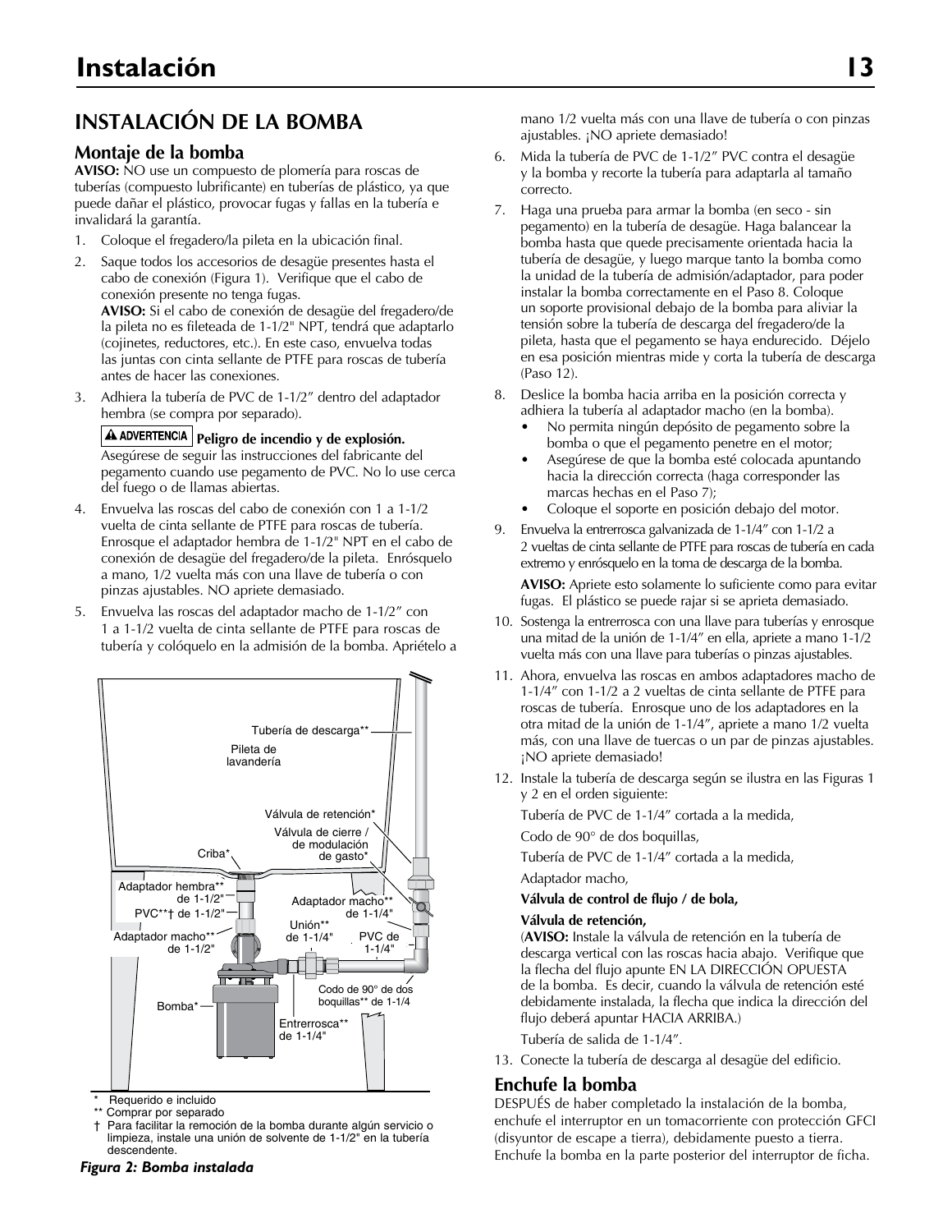# INSTALACIÓN DE LA BOMBA

## Montaje de la bomba

**AVISO:** NO use un compuesto de plomería para roscas de tuberías (compuesto lubrificante) en tuberías de plástico, ya que puede dañar el plástico, provocar fugas y fallas en la tubería e invalidará la garantía.

1. Coloque el fregadero/la pileta en la ubicación final.
2. Saque todos los accesorios de desagüe presentes hasta el cabo de conexión (Figura 1). Verifique que el cabo de conexión presente no tenga fugas.
   **AVISO:** Si el cabo de conexión de desagüe del fregadero/de la pileta no es fileteada de 1-1/2" NPT, tendrá que adaptarlo (cojinetes, reductores, etc.). En este caso, envuelva todas las juntas con cinta sellante de PTFE para roscas de tubería antes de hacer las conexiones.
3. Adhiera la tubería de PVC de 1-1/2" dentro del adaptador hembra (se compra por separado).

   ⚠ ADVERTENCIA **Peligro de incendio y de explosión.** Asegúrese de seguir las instrucciones del fabricante del pegamento cuando use pegamento de PVC. No lo use cerca del fuego o de llamas abiertas.
4. Envuelva las roscas del cabo de conexión con 1 a 1-1/2 vuelta de cinta sellante de PTFE para roscas de tubería. Enrosque el adaptador hembra de 1-1/2" NPT en el cabo de conexión de desagüe del fregadero/de la pileta. Enrósquelo a mano, 1/2 vuelta más con una llave de tubería o con pinzas ajustables. NO apriete demasiado.
5. Envuelva las roscas del adaptador macho de 1-1/2" con 1 a 1-1/2 vuelta de cinta sellante de PTFE para roscas de tubería y colóquelo en la admisión de la bomba. Apriételo a mano 1/2 vuelta más con una llave de tubería o con pinzas ajustables. ¡NO apriete demasiado!
6. Mida la tubería de PVC de 1-1/2" PVC contra el desagüe y la bomba y recorte la tubería para adaptarla al tamaño correcto.
7. Haga una prueba para armar la bomba (en seco - sin pegamento) en la tubería de desagüe. Haga balancear la bomba hasta que quede precisamente orientada hacia la tubería de desagüe, y luego marque tanto la bomba como la unidad de la tubería de admisión/adaptador, para poder instalar la bomba correctamente en el Paso 8. Coloque un soporte provisional debajo de la bomba para aliviar la tensión sobre la tubería de descarga del fregadero/de la pileta, hasta que el pegamento se haya endurecido. Déjelo en esa posición mientras mide y corta la tubería de descarga (Paso 12).
8. Deslice la bomba hacia arriba en la posición correcta y adhiera la tubería al adaptador macho (en la bomba).
   - No permita ningún depósito de pegamento sobre la bomba o que el pegamento penetre en el motor;
   - Asegúrese de que la bomba esté colocada apuntando hacia la dirección correcta (haga corresponder las marcas hechas en el Paso 7);
   - Coloque el soporte en posición debajo del motor.
9. Envuelva la entrerrosca galvanizada de 1-1/4" con 1-1/2 a 2 vueltas de cinta sellante de PTFE para roscas de tubería en cada extremo y enrósquelo en la toma de descarga de la bomba.

   **AVISO:** Apriete esto solamente lo suficiente como para evitar fugas. El plástico se puede rajar si se aprieta demasiado.
10. Sostenga la entrerrosca con una llave para tuberías y enrosque una mitad de la unión de 1-1/4" en ella, apriete a mano 1-1/2 vuelta más con una llave para tuberías o pinzas ajustables.
11. Ahora, envuelva las roscas en ambos adaptadores macho de 1-1/4" con 1-1/2 a 2 vueltas de cinta sellante de PTFE para roscas de tubería. Enrosque uno de los adaptadores en la otra mitad de la unión de 1-1/4", apriete a mano 1/2 vuelta más, con una llave de tuercas o un par de pinzas ajustables. ¡NO apriete demasiado!
12. Instale la tubería de descarga según se ilustra en las Figuras 1 y 2 en el orden siguiente:

    Tubería de PVC de 1-1/4" cortada a la medida,

    Codo de 90° de dos boquillas,

    Tubería de PVC de 1-1/4" cortada a la medida,

    Adaptador macho,

    **Válvula de control de flujo / de bola,**

    **Válvula de retención,**
    (**AVISO:** Instale la válvula de retención en la tubería de descarga vertical con las roscas hacia abajo. Verifique que la flecha del flujo apunte EN LA DIRECCIÓN OPUESTA de la bomba. Es decir, cuando la válvula de retención esté debidamente instalada, la flecha que indica la dirección del flujo deberá apuntar HACIA ARRIBA.)

    Tubería de salida de 1-1/4".
13. Conecte la tubería de descarga al desagüe del edificio.

Tubería de descarga** · Pileta de lavandería · Válvula de retención* · Válvula de cierre / de modulación de gasto* · Criba* · Adaptador hembra** de 1-1/2" · PVC**† de 1-1/2" · Adaptador macho** de 1-1/2" · Adaptador macho** de 1-1/4" · Unión** de 1-1/4" · PVC de 1-1/4" · Codo de 90° de dos boquillas** de 1-1/4 · Bomba* · Entrerrosca** de 1-1/4"

\* Requerido e incluido
** Comprar por separado
† Para facilitar la remoción de la bomba durante algún servicio o limpieza, instale una unión de solvente de 1-1/2" en la tubería descendente.

*Figura 2: Bomba instalada*

## Enchufe la bomba

DESPUÉS de haber completado la instalación de la bomba, enchufe el interruptor en un tomacorriente con protección GFCI (disyuntor de escape a tierra), debidamente puesto a tierra. Enchufe la bomba en la parte posterior del interruptor de ficha.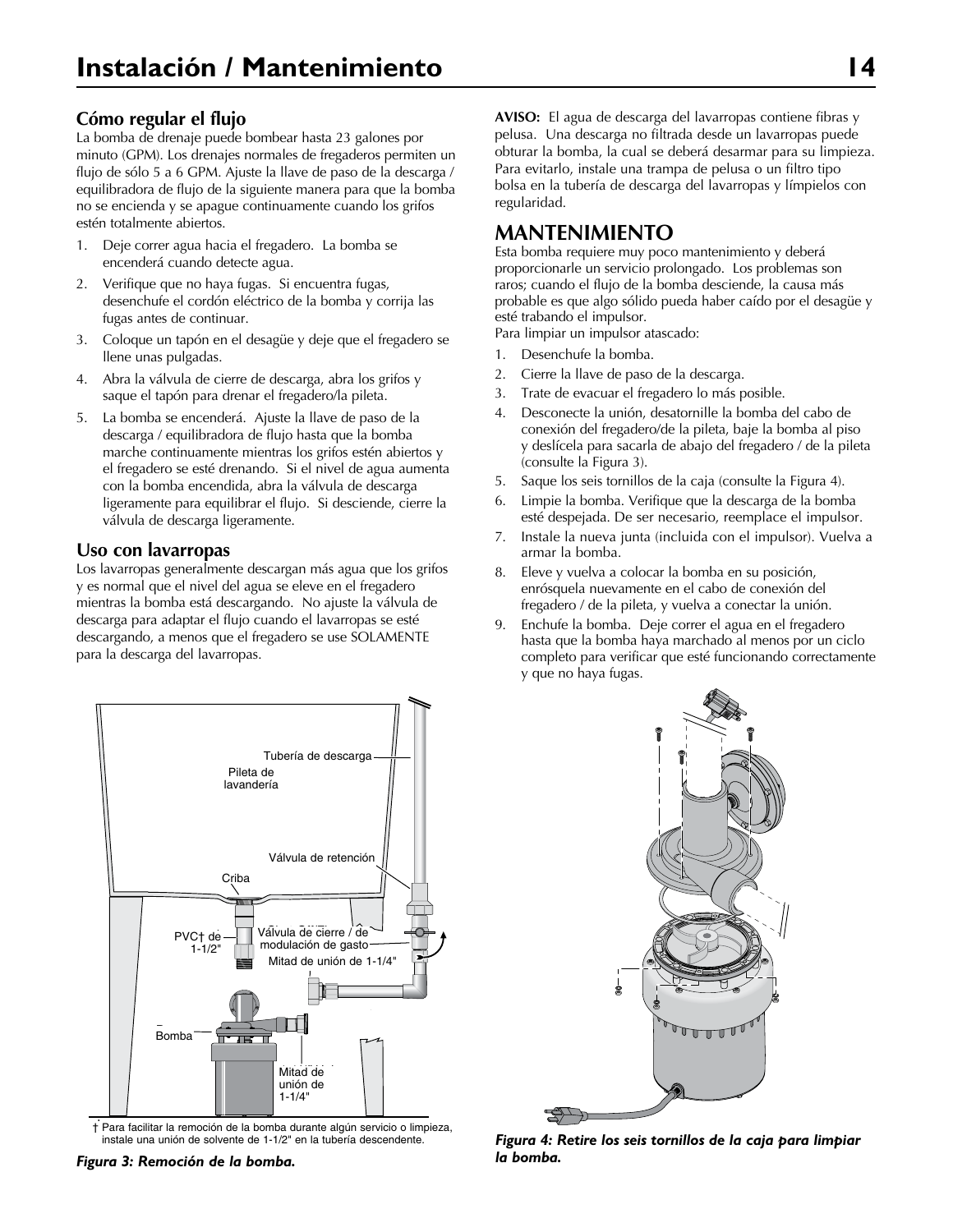# Instalación / Mantenimiento

## Cómo regular el flujo

La bomba de drenaje puede bombear hasta 23 galones por minuto (GPM). Los drenajes normales de fregaderos permiten un flujo de sólo 5 a 6 GPM. Ajuste la llave de paso de la descarga / equilibradora de flujo de la siguiente manera para que la bomba no se encienda y se apague continuamente cuando los grifos estén totalmente abiertos.

1. Deje correr agua hacia el fregadero. La bomba se encenderá cuando detecte agua.
2. Verifique que no haya fugas. Si encuentra fugas, desenchufe el cordón eléctrico de la bomba y corrija las fugas antes de continuar.
3. Coloque un tapón en el desagüe y deje que el fregadero se llene unas pulgadas.
4. Abra la válvula de cierre de descarga, abra los grifos y saque el tapón para drenar el fregadero/la pileta.
5. La bomba se encenderá. Ajuste la llave de paso de la descarga / equilibradora de flujo hasta que la bomba marche continuamente mientras los grifos estén abiertos y el fregadero se esté drenando. Si el nivel de agua aumenta con la bomba encendida, abra la válvula de descarga ligeramente para equilibrar el flujo. Si desciende, cierre la válvula de descarga ligeramente.

## Uso con lavarropas

Los lavarropas generalmente descargan más agua que los grifos y es normal que el nivel del agua se eleve en el fregadero mientras la bomba está descargando. No ajuste la válvula de descarga para adaptar el flujo cuando el lavarropas se esté descargando, a menos que el fregadero se use SOLAMENTE para la descarga del lavarropas.

Tubería de descarga
Pileta de lavandería
Válvula de retención
Criba
PVC† de 1-1/2"
Válvula de cierre / de modulación de gasto
Mitad de unión de 1-1/4"
Bomba
Mitad de unión de 1-1/4"

† Para facilitar la remoción de la bomba durante algún servicio o limpieza, instale una unión de solvente de 1-1/2" en la tubería descendente.

*Figura 3: Remoción de la bomba.*

**AVISO:** El agua de descarga del lavarropas contiene fibras y pelusa. Una descarga no filtrada desde un lavarropas puede obturar la bomba, la cual se deberá desarmar para su limpieza. Para evitarlo, instale una trampa de pelusa o un filtro tipo bolsa en la tubería de descarga del lavarropas y límpielos con regularidad.

## MANTENIMIENTO

Esta bomba requiere muy poco mantenimiento y deberá proporcionarle un servicio prolongado. Los problemas son raros; cuando el flujo de la bomba desciende, la causa más probable es que algo sólido pueda haber caído por el desagüe y esté trabando el impulsor.

Para limpiar un impulsor atascado:

1. Desenchufe la bomba.
2. Cierre la llave de paso de la descarga.
3. Trate de evacuar el fregadero lo más posible.
4. Desconecte la unión, desatornille la bomba del cabo de conexión del fregadero/de la pileta, baje la bomba al piso y deslícela para sacarla de abajo del fregadero / de la pileta (consulte la Figura 3).
5. Saque los seis tornillos de la caja (consulte la Figura 4).
6. Limpie la bomba. Verifique que la descarga de la bomba esté despejada. De ser necesario, reemplace el impulsor.
7. Instale la nueva junta (incluida con el impulsor). Vuelva a armar la bomba.
8. Eleve y vuelva a colocar la bomba en su posición, enrósquela nuevamente en el cabo de conexión del fregadero / de la pileta, y vuelva a conectar la unión.
9. Enchufe la bomba. Deje correr el agua en el fregadero hasta que la bomba haya marchado al menos por un ciclo completo para verificar que esté funcionando correctamente y que no haya fugas.

*Figura 4: Retire los seis tornillos de la caja para limpiar la bomba.*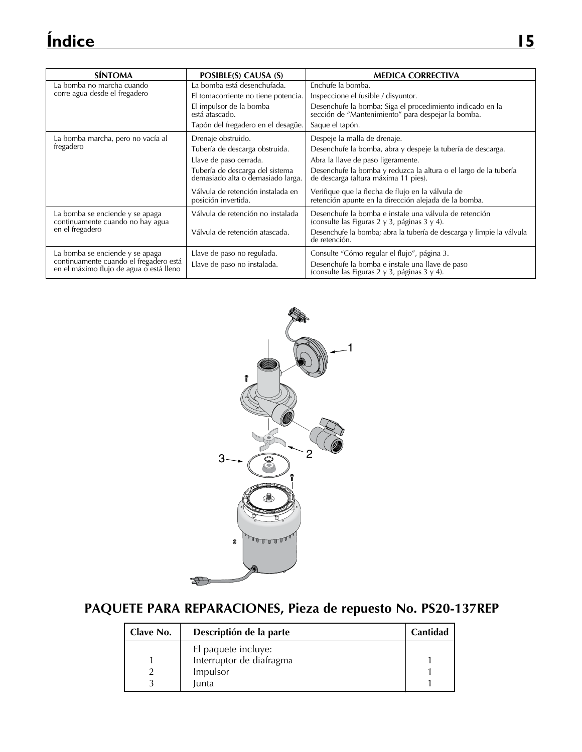# Índice

| SÍNTOMA | POSIBLE(S) CAUSA (S) | MEDICA CORRECTIVA |
|---|---|---|
| La bomba no marcha cuando corre agua desde el fregadero | La bomba está desenchufada. | Enchufe la bomba. |
| | El tomacorriente no tiene potencia. | Inspeccione el fusible / disyuntor. |
| | El impulsor de la bomba está atascado. | Desenchufe la bomba; Siga el procedimiento indicado en la sección de "Mantenimiento" para despejar la bomba. |
| | Tapón del fregadero en el desagüe. | Saque el tapón. |
| La bomba marcha, pero no vacía al fregadero | Drenaje obstruido. | Despeje la malla de drenaje. |
| | Tubería de descarga obstruida. | Desenchufe la bomba, abra y despeje la tubería de descarga. |
| | Llave de paso cerrada. | Abra la llave de paso ligeramente. |
| | Tubería de descarga del sistema demasiado alta o demasiado larga. | Desenchufe la bomba y reduzca la altura o el largo de la tubería de descarga (altura máxima 11 pies). |
| | Válvula de retención instalada en posición invertida. | Verifique que la flecha de flujo en la válvula de retención apunte en la dirección alejada de la bomba. |
| La bomba se enciende y se apaga continuamente cuando no hay agua en el fregadero | Válvula de retención no instalada | Desenchufe la bomba e instale una válvula de retención (consulte las Figuras 2 y 3, páginas 3 y 4). |
| | Válvula de retención atascada. | Desenchufe la bomba; abra la tubería de descarga y limpie la válvula de retención. |
| La bomba se enciende y se apaga continuamente cuando el fregadero está en el máximo flujo de agua o está lleno | Llave de paso no regulada. | Consulte "Cómo regular el flujo", página 3. |
| | Llave de paso no instalada. | Desenchufe la bomba e instale una llave de paso (consulte las Figuras 2 y 3, páginas 3 y 4). |

## PAQUETE PARA REPARACIONES, Pieza de repuesto No. PS20-137REP

| Clave No. | Descriptión de la parte | Cantidad |
|---|---|---|
| | El paquete incluye: | |
| 1 | Interruptor de diafragma | 1 |
| 2 | Impulsor | 1 |
| 3 | Junta | 1 |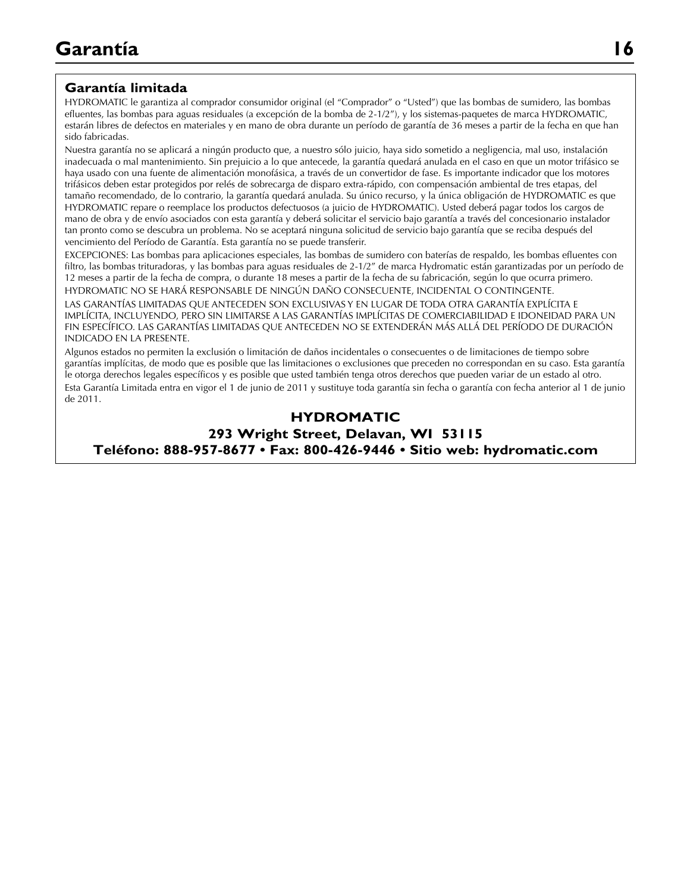# Garantía

## Garantía limitada

HYDROMATIC le garantiza al comprador consumidor original (el “Comprador” o “Usted”) que las bombas de sumidero, las bombas efluentes, las bombas para aguas residuales (a excepción de la bomba de 2-1/2”), y los sistemas-paquetes de marca HYDROMATIC, estarán libres de defectos en materiales y en mano de obra durante un período de garantía de 36 meses a partir de la fecha en que han sido fabricadas.

Nuestra garantía no se aplicará a ningún producto que, a nuestro sólo juicio, haya sido sometido a negligencia, mal uso, instalación inadecuada o mal mantenimiento. Sin prejuicio a lo que antecede, la garantía quedará anulada en el caso en que un motor trifásico se haya usado con una fuente de alimentación monofásica, a través de un convertidor de fase. Es importante indicador que los motores trifásicos deben estar protegidos por relés de sobrecarga de disparo extra-rápido, con compensación ambiental de tres etapas, del tamaño recomendado, de lo contrario, la garantía quedará anulada. Su único recurso, y la única obligación de HYDROMATIC es que HYDROMATIC repare o reemplace los productos defectuosos (a juicio de HYDROMATIC). Usted deberá pagar todos los cargos de mano de obra y de envío asociados con esta garantía y deberá solicitar el servicio bajo garantía a través del concesionario instalador tan pronto como se descubra un problema. No se aceptará ninguna solicitud de servicio bajo garantía que se reciba después del vencimiento del Período de Garantía. Esta garantía no se puede transferir.

EXCEPCIONES: Las bombas para aplicaciones especiales, las bombas de sumidero con baterías de respaldo, les bombas efluentes con filtro, las bombas trituradoras, y las bombas para aguas residuales de 2-1/2” de marca Hydromatic están garantizadas por un período de 12 meses a partir de la fecha de compra, o durante 18 meses a partir de la fecha de su fabricación, según lo que ocurra primero.

HYDROMATIC NO SE HARÁ RESPONSABLE DE NINGÚN DAÑO CONSECUENTE, INCIDENTAL O CONTINGENTE.

LAS GARANTÍAS LIMITADAS QUE ANTECEDEN SON EXCLUSIVAS Y EN LUGAR DE TODA OTRA GARANTÍA EXPLÍCITA E IMPLÍCITA, INCLUYENDO, PERO SIN LIMITARSE A LAS GARANTÍAS IMPLÍCITAS DE COMERCIABILIDAD E IDONEIDAD PARA UN FIN ESPECÍFICO. LAS GARANTÍAS LIMITADAS QUE ANTECEDEN NO SE EXTENDERÁN MÁS ALLÁ DEL PERÍODO DE DURACIÓN INDICADO EN LA PRESENTE.

Algunos estados no permiten la exclusión o limitación de daños incidentales o consecuentes o de limitaciones de tiempo sobre garantías implícitas, de modo que es posible que las limitaciones o exclusiones que preceden no correspondan en su caso. Esta garantía le otorga derechos legales específicos y es posible que usted también tenga otros derechos que pueden variar de un estado al otro.

Esta Garantía Limitada entra en vigor el 1 de junio de 2011 y sustituye toda garantía sin fecha o garantía con fecha anterior al 1 de junio de 2011.

**HYDROMATIC**
**293 Wright Street, Delavan, WI 53115**
**Teléfono: 888-957-8677 • Fax: 800-426-9446 • Sitio web: hydromatic.com**